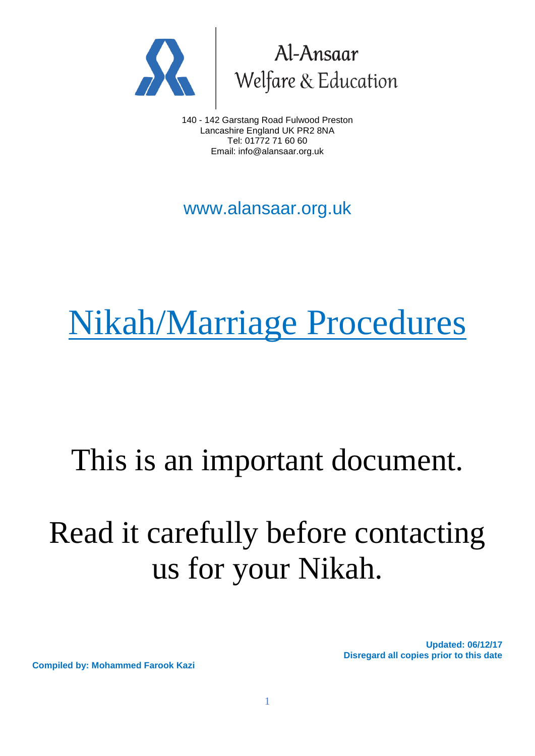Al-Ansaar
Welfare & Education

140 - 142 Garstang Road Fulwood Preston
Lancashire England UK PR2 8NA
Tel: 01772 71 60 60
Email: info@alansaar.org.uk

www.alansaar.org.uk

# Nikah/Marriage Procedures

## This is an important document.

## Read it carefully before contacting us for your Nikah.

**Updated: 06/12/17**
**Disregard all copies prior to this date**

**Compiled by: Mohammed Farook Kazi**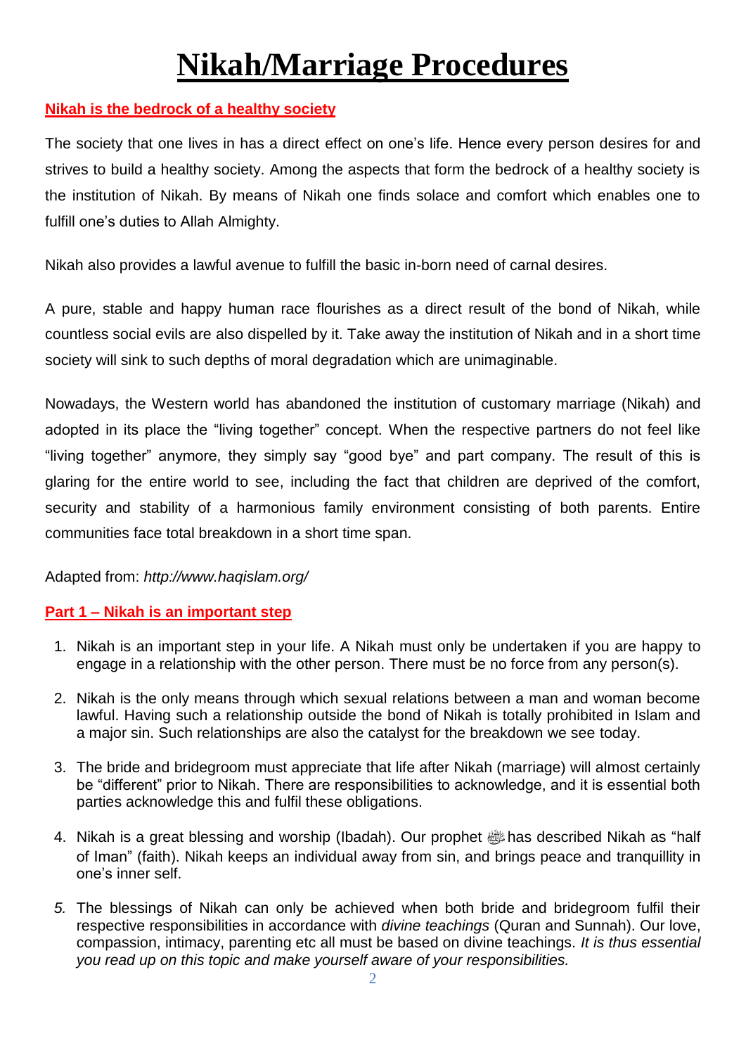# Nikah/Marriage Procedures

## Nikah is the bedrock of a healthy society

The society that one lives in has a direct effect on one's life. Hence every person desires for and strives to build a healthy society. Among the aspects that form the bedrock of a healthy society is the institution of Nikah. By means of Nikah one finds solace and comfort which enables one to fulfill one's duties to Allah Almighty.

Nikah also provides a lawful avenue to fulfill the basic in-born need of carnal desires.

A pure, stable and happy human race flourishes as a direct result of the bond of Nikah, while countless social evils are also dispelled by it. Take away the institution of Nikah and in a short time society will sink to such depths of moral degradation which are unimaginable.

Nowadays, the Western world has abandoned the institution of customary marriage (Nikah) and adopted in its place the "living together" concept. When the respective partners do not feel like "living together" anymore, they simply say "good bye" and part company. The result of this is glaring for the entire world to see, including the fact that children are deprived of the comfort, security and stability of a harmonious family environment consisting of both parents. Entire communities face total breakdown in a short time span.

Adapted from: *http://www.haqislam.org/*

## Part 1 – Nikah is an important step

1. Nikah is an important step in your life. A Nikah must only be undertaken if you are happy to engage in a relationship with the other person. There must be no force from any person(s).

2. Nikah is the only means through which sexual relations between a man and woman become lawful. Having such a relationship outside the bond of Nikah is totally prohibited in Islam and a major sin. Such relationships are also the catalyst for the breakdown we see today.

3. The bride and bridegroom must appreciate that life after Nikah (marriage) will almost certainly be "different" prior to Nikah. There are responsibilities to acknowledge, and it is essential both parties acknowledge this and fulfil these obligations.

4. Nikah is a great blessing and worship (Ibadah). Our prophet ﷺ has described Nikah as "half of Iman" (faith). Nikah keeps an individual away from sin, and brings peace and tranquillity in one's inner self.

5. The blessings of Nikah can only be achieved when both bride and bridegroom fulfil their respective responsibilities in accordance with *divine teachings* (Quran and Sunnah). Our love, compassion, intimacy, parenting etc all must be based on divine teachings. *It is thus essential you read up on this topic and make yourself aware of your responsibilities.*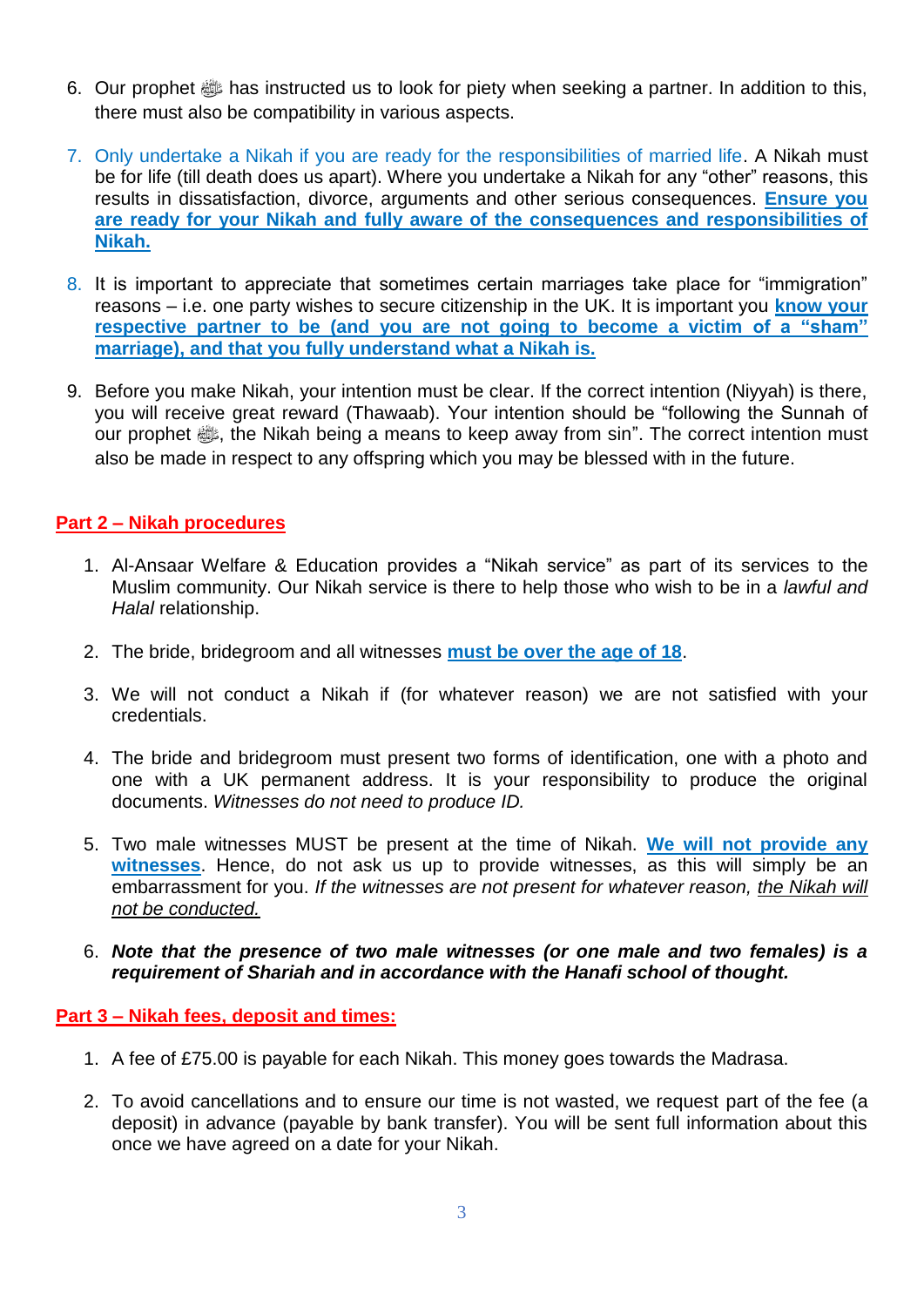6. Our prophet ﷺ has instructed us to look for piety when seeking a partner. In addition to this, there must also be compatibility in various aspects.

7. Only undertake a Nikah if you are ready for the responsibilities of married life. A Nikah must be for life (till death does us apart). Where you undertake a Nikah for any "other" reasons, this results in dissatisfaction, divorce, arguments and other serious consequences. **Ensure you are ready for your Nikah and fully aware of the consequences and responsibilities of Nikah.**

8. It is important to appreciate that sometimes certain marriages take place for "immigration" reasons – i.e. one party wishes to secure citizenship in the UK. It is important you **know your respective partner to be (and you are not going to become a victim of a "sham" marriage), and that you fully understand what a Nikah is.**

9. Before you make Nikah, your intention must be clear. If the correct intention (Niyyah) is there, you will receive great reward (Thawaab). Your intention should be "following the Sunnah of our prophet ﷺ, the Nikah being a means to keep away from sin". The correct intention must also be made in respect to any offspring which you may be blessed with in the future.

## Part 2 – Nikah procedures

1. Al-Ansaar Welfare & Education provides a "Nikah service" as part of its services to the Muslim community. Our Nikah service is there to help those who wish to be in a *lawful and Halal* relationship.

2. The bride, bridegroom and all witnesses **must be over the age of 18**.

3. We will not conduct a Nikah if (for whatever reason) we are not satisfied with your credentials.

4. The bride and bridegroom must present two forms of identification, one with a photo and one with a UK permanent address. It is your responsibility to produce the original documents. *Witnesses do not need to produce ID.*

5. Two male witnesses MUST be present at the time of Nikah. **We will not provide any witnesses**. Hence, do not ask us up to provide witnesses, as this will simply be an embarrassment for you. *If the witnesses are not present for whatever reason, the Nikah will not be conducted.*

6. ***Note that the presence of two male witnesses (or one male and two females) is a requirement of Shariah and in accordance with the Hanafi school of thought.***

## Part 3 – Nikah fees, deposit and times:

1. A fee of £75.00 is payable for each Nikah. This money goes towards the Madrasa.

2. To avoid cancellations and to ensure our time is not wasted, we request part of the fee (a deposit) in advance (payable by bank transfer). You will be sent full information about this once we have agreed on a date for your Nikah.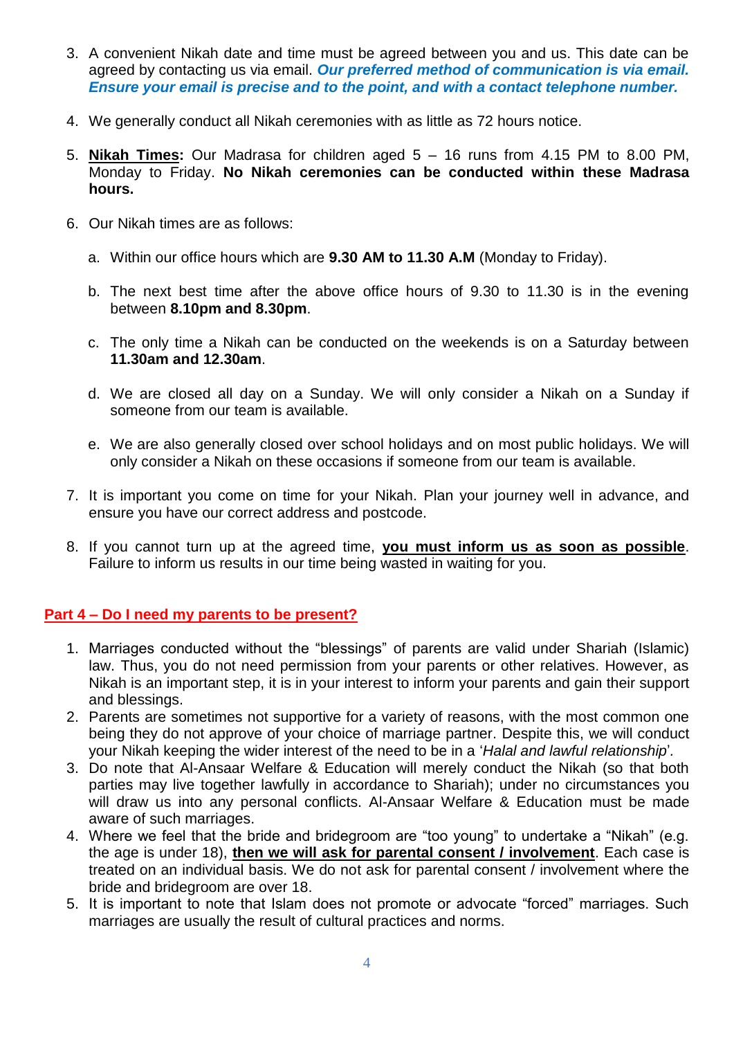3. A convenient Nikah date and time must be agreed between you and us. This date can be agreed by contacting us via email. ***Our preferred method of communication is via email. Ensure your email is precise and to the point, and with a contact telephone number.***

4. We generally conduct all Nikah ceremonies with as little as 72 hours notice.

5. **Nikah Times:** Our Madrasa for children aged 5 – 16 runs from 4.15 PM to 8.00 PM, Monday to Friday. **No Nikah ceremonies can be conducted within these Madrasa hours.**

6. Our Nikah times are as follows:

   a. Within our office hours which are **9.30 AM to 11.30 A.M** (Monday to Friday).

   b. The next best time after the above office hours of 9.30 to 11.30 is in the evening between **8.10pm and 8.30pm**.

   c. The only time a Nikah can be conducted on the weekends is on a Saturday between **11.30am and 12.30am**.

   d. We are closed all day on a Sunday. We will only consider a Nikah on a Sunday if someone from our team is available.

   e. We are also generally closed over school holidays and on most public holidays. We will only consider a Nikah on these occasions if someone from our team is available.

7. It is important you come on time for your Nikah. Plan your journey well in advance, and ensure you have our correct address and postcode.

8. If you cannot turn up at the agreed time, **you must inform us as soon as possible**. Failure to inform us results in our time being wasted in waiting for you.

## Part 4 – Do I need my parents to be present?

1. Marriages conducted without the "blessings" of parents are valid under Shariah (Islamic) law. Thus, you do not need permission from your parents or other relatives. However, as Nikah is an important step, it is in your interest to inform your parents and gain their support and blessings.
2. Parents are sometimes not supportive for a variety of reasons, with the most common one being they do not approve of your choice of marriage partner. Despite this, we will conduct your Nikah keeping the wider interest of the need to be in a '*Halal and lawful relationship*'.
3. Do note that Al-Ansaar Welfare & Education will merely conduct the Nikah (so that both parties may live together lawfully in accordance to Shariah); under no circumstances you will draw us into any personal conflicts. Al-Ansaar Welfare & Education must be made aware of such marriages.
4. Where we feel that the bride and bridegroom are "too young" to undertake a "Nikah" (e.g. the age is under 18), **then we will ask for parental consent / involvement**. Each case is treated on an individual basis. We do not ask for parental consent / involvement where the bride and bridegroom are over 18.
5. It is important to note that Islam does not promote or advocate "forced" marriages. Such marriages are usually the result of cultural practices and norms.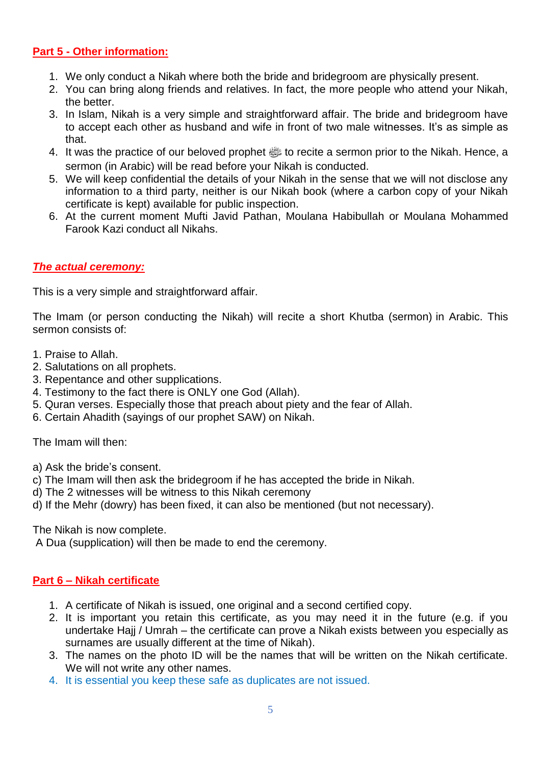## Part 5 - Other information:

1. We only conduct a Nikah where both the bride and bridegroom are physically present.
2. You can bring along friends and relatives. In fact, the more people who attend your Nikah, the better.
3. In Islam, Nikah is a very simple and straightforward affair. The bride and bridegroom have to accept each other as husband and wife in front of two male witnesses. It's as simple as that.
4. It was the practice of our beloved prophet ﷺ to recite a sermon prior to the Nikah. Hence, a sermon (in Arabic) will be read before your Nikah is conducted.
5. We will keep confidential the details of your Nikah in the sense that we will not disclose any information to a third party, neither is our Nikah book (where a carbon copy of your Nikah certificate is kept) available for public inspection.
6. At the current moment Mufti Javid Pathan, Moulana Habibullah or Moulana Mohammed Farook Kazi conduct all Nikahs.

### *The actual ceremony:*

This is a very simple and straightforward affair.

The Imam (or person conducting the Nikah) will recite a short Khutba (sermon) in Arabic. This sermon consists of:

1. Praise to Allah.
2. Salutations on all prophets.
3. Repentance and other supplications.
4. Testimony to the fact there is ONLY one God (Allah).
5. Quran verses. Especially those that preach about piety and the fear of Allah.
6. Certain Ahadith (sayings of our prophet SAW) on Nikah.

The Imam will then:

a) Ask the bride's consent.
c) The Imam will then ask the bridegroom if he has accepted the bride in Nikah.
d) The 2 witnesses will be witness to this Nikah ceremony
d) If the Mehr (dowry) has been fixed, it can also be mentioned (but not necessary).

The Nikah is now complete.
A Dua (supplication) will then be made to end the ceremony.

## Part 6 – Nikah certificate

1. A certificate of Nikah is issued, one original and a second certified copy.
2. It is important you retain this certificate, as you may need it in the future (e.g. if you undertake Hajj / Umrah – the certificate can prove a Nikah exists between you especially as surnames are usually different at the time of Nikah).
3. The names on the photo ID will be the names that will be written on the Nikah certificate. We will not write any other names.
4. It is essential you keep these safe as duplicates are not issued.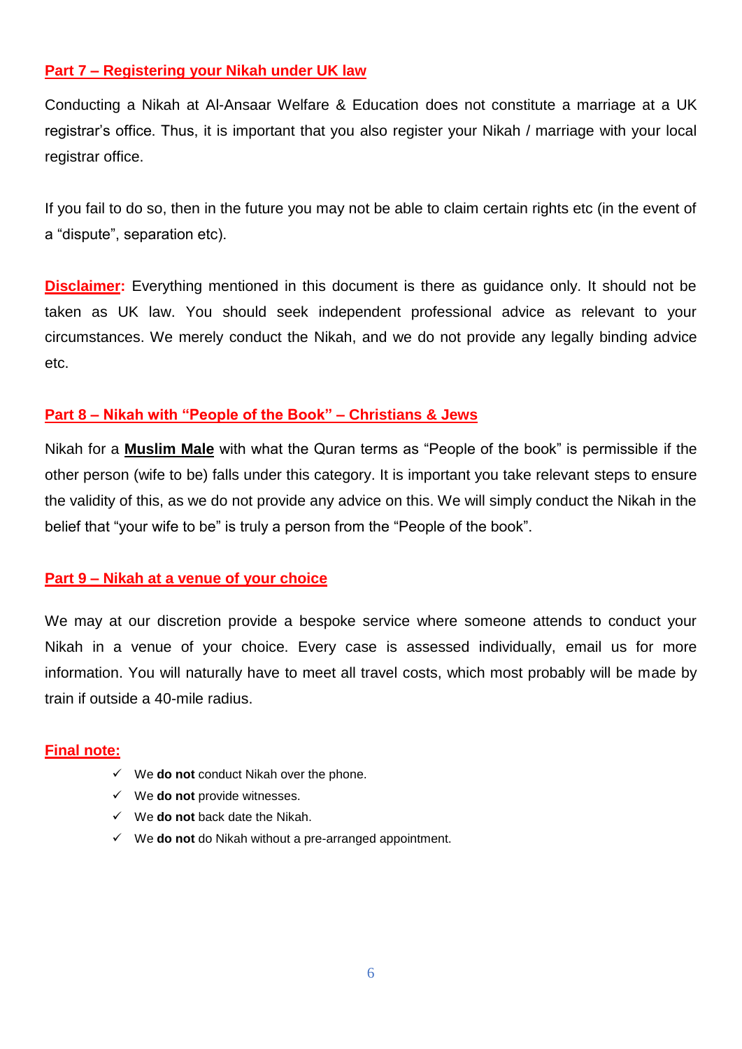## Part 7 – Registering your Nikah under UK law

Conducting a Nikah at Al-Ansaar Welfare & Education does not constitute a marriage at a UK registrar's office. Thus, it is important that you also register your Nikah / marriage with your local registrar office.

If you fail to do so, then in the future you may not be able to claim certain rights etc (in the event of a "dispute", separation etc).

**Disclaimer:** Everything mentioned in this document is there as guidance only. It should not be taken as UK law. You should seek independent professional advice as relevant to your circumstances. We merely conduct the Nikah, and we do not provide any legally binding advice etc.

## Part 8 – Nikah with "People of the Book" – Christians & Jews

Nikah for a **Muslim Male** with what the Quran terms as "People of the book" is permissible if the other person (wife to be) falls under this category. It is important you take relevant steps to ensure the validity of this, as we do not provide any advice on this. We will simply conduct the Nikah in the belief that "your wife to be" is truly a person from the "People of the book".

## Part 9 – Nikah at a venue of your choice

We may at our discretion provide a bespoke service where someone attends to conduct your Nikah in a venue of your choice. Every case is assessed individually, email us for more information. You will naturally have to meet all travel costs, which most probably will be made by train if outside a 40-mile radius.

## Final note:

- ✓ We **do not** conduct Nikah over the phone.
- ✓ We **do not** provide witnesses.
- ✓ We **do not** back date the Nikah.
- ✓ We **do not** do Nikah without a pre-arranged appointment.